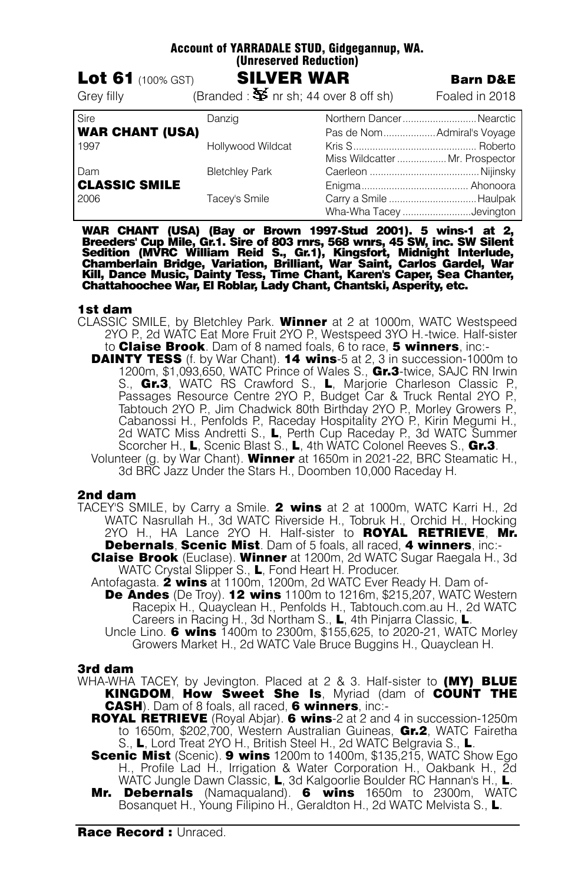**Account of YARRADALE STUD, Gidgegannup, WA.**
**(Unreserved Reduction)**

**Lot 61** (100% GST) **SILVER WAR** **Barn D&E**

Grey filly (Branded : SS nr sh; 44 over 8 off sh) Foaled in 2018

| Sire | Danzig | Northern Dancer...........................Nearctic |
|---|---|---|
| **WAR CHANT (USA)** | | Pas de Nom...................Admiral's Voyage |
| 1997 | Hollywood Wildcat | Kris S............................................ Roberto |
| | | Miss Wildcatter ..................Mr. Prospector |
| Dam | Bletchley Park | Caerleon .......................................Nijinsky |
| **CLASSIC SMILE** | | Enigma...................................... Ahonoora |
| 2006 | Tacey's Smile | Carry a Smile ...............................Haulpak |
| | | Wha-Wha Tacey .........................Jevington |

**WAR CHANT (USA) (Bay or Brown 1997-Stud 2001). 5 wins-1 at 2, Breeders' Cup Mile, Gr.1. Sire of 803 rnrs, 568 wnrs, 45 SW, inc. SW Silent Sedition (MVRC William Reid S., Gr.1), Kingsfort, Midnight Interlude, Chamberlain Bridge, Variation, Brilliant, War Saint, Carlos Gardel, War Kill, Dance Music, Dainty Tess, Time Chant, Karen's Caper, Sea Chanter, Chattahoochee War, El Roblar, Lady Chant, Chantski, Asperity, etc.**

### 1st dam

CLASSIC SMILE, by Bletchley Park. **Winner** at 2 at 1000m, WATC Westspeed 2YO P., 2d WATC Eat More Fruit 2YO P., Westspeed 3YO H.-twice. Half-sister to **Claise Brook**. Dam of 8 named foals, 6 to race, **5 winners**, inc:-

**DAINTY TESS** (f. by War Chant). **14 wins**-5 at 2, 3 in succession-1000m to 1200m, $1,093,650, WATC Prince of Wales S., **Gr.3**-twice, SAJC RN Irwin S., **Gr.3**, WATC RS Crawford S., **L**, Marjorie Charleson Classic P., Passages Resource Centre 2YO P., Budget Car & Truck Rental 2YO P., Tabtouch 2YO P., Jim Chadwick 80th Birthday 2YO P., Morley Growers P., Cabanossi H., Penfolds P., Raceday Hospitality 2YO P., Kirin Megumi H., 2d WATC Miss Andretti S., **L**, Perth Cup Raceday P., 3d WATC Summer Scorcher H., **L**, Scenic Blast S., **L**, 4th WATC Colonel Reeves S., **Gr.3**.

Volunteer (g. by War Chant). **Winner** at 1650m in 2021-22, BRC Steamatic H., 3d BRC Jazz Under the Stars H., Doomben 10,000 Raceday H.

### 2nd dam

TACEY'S SMILE, by Carry a Smile. **2 wins** at 2 at 1000m, WATC Karri H., 2d WATC Nasrullah H., 3d WATC Riverside H., Tobruk H., Orchid H., Hocking 2YO H., HA Lance 2YO H. Half-sister to **ROYAL RETRIEVE**, **Mr. Debernals**, **Scenic Mist**. Dam of 5 foals, all raced, **4 winners**, inc:-

**Claise Brook** (Euclase). **Winner** at 1200m, 2d WATC Sugar Raegala H., 3d WATC Crystal Slipper S., **L**, Fond Heart H. Producer.

Antofagasta. **2 wins** at 1100m, 1200m, 2d WATC Ever Ready H. Dam of-

**De Andes** (De Troy). **12 wins** 1100m to 1216m, $215,207, WATC Western Racepix H., Quayclean H., Penfolds H., Tabtouch.com.au H., 2d WATC Careers in Racing H., 3d Northam S., **L**, 4th Pinjarra Classic, **L**.

Uncle Lino. **6 wins** 1400m to 2300m, $155,625, to 2020-21, WATC Morley Growers Market H., 2d WATC Vale Bruce Buggins H., Quayclean H.

### 3rd dam

WHA-WHA TACEY, by Jevington. Placed at 2 & 3. Half-sister to **(MY) BLUE KINGDOM**, **How Sweet She Is**, Myriad (dam of **COUNT THE CASH**). Dam of 8 foals, all raced, **6 winners**, inc:-

**ROYAL RETRIEVE** (Royal Abjar). **6 wins**-2 at 2 and 4 in succession-1250m to 1650m, $202,700, Western Australian Guineas, **Gr.2**, WATC Fairetha S., **L**, Lord Treat 2YO H., British Steel H., 2d WATC Belgravia S., **L**.

**Scenic Mist** (Scenic). **9 wins** 1200m to 1400m, $135,215, WATC Show Ego H., Profile Lad H., Irrigation & Water Corporation H., Oakbank H., 2d WATC Jungle Dawn Classic, **L**, 3d Kalgoorlie Boulder RC Hannan's H., **L**.

**Mr. Debernals** (Namaqualand). **6 wins** 1650m to 2300m, WATC Bosanquet H., Young Filipino H., Geraldton H., 2d WATC Melvista S., **L**.

**Race Record :** Unraced.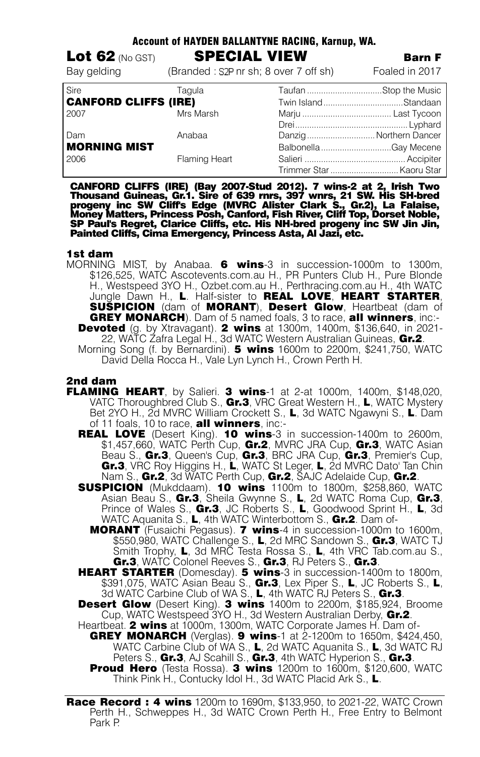Account of HAYDEN BALLANTYNE RACING, Karnup, WA.

**Lot 62** (No GST) **SPECIAL VIEW** **Barn F**

Bay gelding (Branded : S2P nr sh; 8 over 7 off sh) Foaled in 2017

| | | | |
|---|---|---|---|
| Sire | Tagula | Taufan | Stop the Music |
| **CANFORD CLIFFS (IRE)** | | Twin Island | Standaan |
| 2007 | Mrs Marsh | Marju | Last Tycoon |
| | | Drei | Lyphard |
| Dam | Anabaa | Danzig | Northern Dancer |
| **MORNING MIST** | | Balbonella | Gay Mecene |
| 2006 | Flaming Heart | Salieri | Accipiter |
| | | Trimmer Star | Kaoru Star |

**CANFORD CLIFFS (IRE) (Bay 2007-Stud 2012). 7 wins-2 at 2, Irish Two Thousand Guineas, Gr.1. Sire of 639 rnrs, 397 wnrs, 21 SW. His SH-bred progeny inc SW Cliff's Edge (MVRC Alister Clark S., Gr.2), La Falaise, Money Matters, Princess Posh, Canford, Fish River, Cliff Top, Dorset Noble, SP Paul's Regret, Clarice Cliffs, etc. His NH-bred progeny inc SW Jin Jin, Painted Cliffs, Cima Emergency, Princess Asta, Al Jazi, etc.**

### 1st dam

MORNING MIST, by Anabaa. **6 wins**-3 in succession-1000m to 1300m, $126,525, WATC Ascotevents.com.au H., PR Punters Club H., Pure Blonde H., Westspeed 3YO H., Ozbet.com.au H., Perthracing.com.au H., 4th WATC Jungle Dawn H., **L**. Half-sister to **REAL LOVE**, **HEART STARTER**, **SUSPICION** (dam of **MORANT**), **Desert Glow**, Heartbeat (dam of **GREY MONARCH**). Dam of 5 named foals, 3 to race, **all winners**, inc:-

- **Devoted** (g. by Xtravagant). **2 wins** at 1300m, 1400m, $136,640, in 2021-22, WATC Zafra Legal H., 3d WATC Western Australian Guineas, **Gr.2**.
- Morning Song (f. by Bernardini). **5 wins** 1600m to 2200m, $241,750, WATC David Della Rocca H., Vale Lyn Lynch H., Crown Perth H.

### 2nd dam

**FLAMING HEART**, by Salieri. **3 wins**-1 at 2-at 1000m, 1400m, $148,020, VATC Thoroughbred Club S., **Gr.3**, VRC Great Western H., **L**, WATC Mystery Bet 2YO H., 2d MVRC William Crockett S., **L**, 3d WATC Ngawyni S., **L**. Dam of 11 foals, 10 to race, **all winners**, inc:-

- **REAL LOVE** (Desert King). **10 wins**-3 in succession-1400m to 2600m, $1,457,660, WATC Perth Cup, **Gr.2**, MVRC JRA Cup, **Gr.3**, WATC Asian Beau S., **Gr.3**, Queen's Cup, **Gr.3**, BRC JRA Cup, **Gr.3**, Premier's Cup, **Gr.3**, VRC Roy Higgins H., **L**, WATC St Leger, **L**, 2d MVRC Dato' Tan Chin Nam S., **Gr.2**, 3d WATC Perth Cup, **Gr.2**, SAJC Adelaide Cup, **Gr.2**.
- **SUSPICION** (Mukddaam). **10 wins** 1100m to 1800m, $258,860, WATC Asian Beau S., **Gr.3**, Sheila Gwynne S., **L**, 2d WATC Roma Cup, **Gr.3**, Prince of Wales S., **Gr.3**, JC Roberts S., **L**, Goodwood Sprint H., **L**, 3d WATC Aquanita S., **L**, 4th WATC Winterbottom S., **Gr.2**. Dam of-
  - **MORANT** (Fusaichi Pegasus). **7 wins**-4 in succession-1000m to 1600m, $550,980, WATC Challenge S., **L**, 2d MRC Sandown S., **Gr.3**, WATC TJ Smith Trophy, **L**, 3d MRC Testa Rossa S., **L**, 4th VRC Tab.com.au S., **Gr.3**, WATC Colonel Reeves S., **Gr.3**, RJ Peters S., **Gr.3**.
- **HEART STARTER** (Domesday). **5 wins**-3 in succession-1400m to 1800m, $391,075, WATC Asian Beau S., **Gr.3**, Lex Piper S., **L**, JC Roberts S., **L**, 3d WATC Carbine Club of WA S., **L**, 4th WATC RJ Peters S., **Gr.3**.
- **Desert Glow** (Desert King). **3 wins** 1400m to 2200m, $185,924, Broome Cup, WATC Westspeed 3YO H., 3d Western Australian Derby, **Gr.2**.
- Heartbeat. **2 wins** at 1000m, 1300m, WATC Corporate James H. Dam of-
  - **GREY MONARCH** (Verglas). **9 wins**-1 at 2-1200m to 1650m, $424,450, WATC Carbine Club of WA S., **L**, 2d WATC Aquanita S., **L**, 3d WATC RJ Peters S., **Gr.3**, AJ Scahill S., **Gr.3**, 4th WATC Hyperion S., **Gr.3**.
  - **Proud Hero** (Testa Rossa). **3 wins** 1200m to 1600m, $120,600, WATC Think Pink H., Contucky Idol H., 3d WATC Placid Ark S., **L**.

**Race Record : 4 wins** 1200m to 1690m, $133,950, to 2021-22, WATC Crown Perth H., Schweppes H., 3d WATC Crown Perth H., Free Entry to Belmont Park P.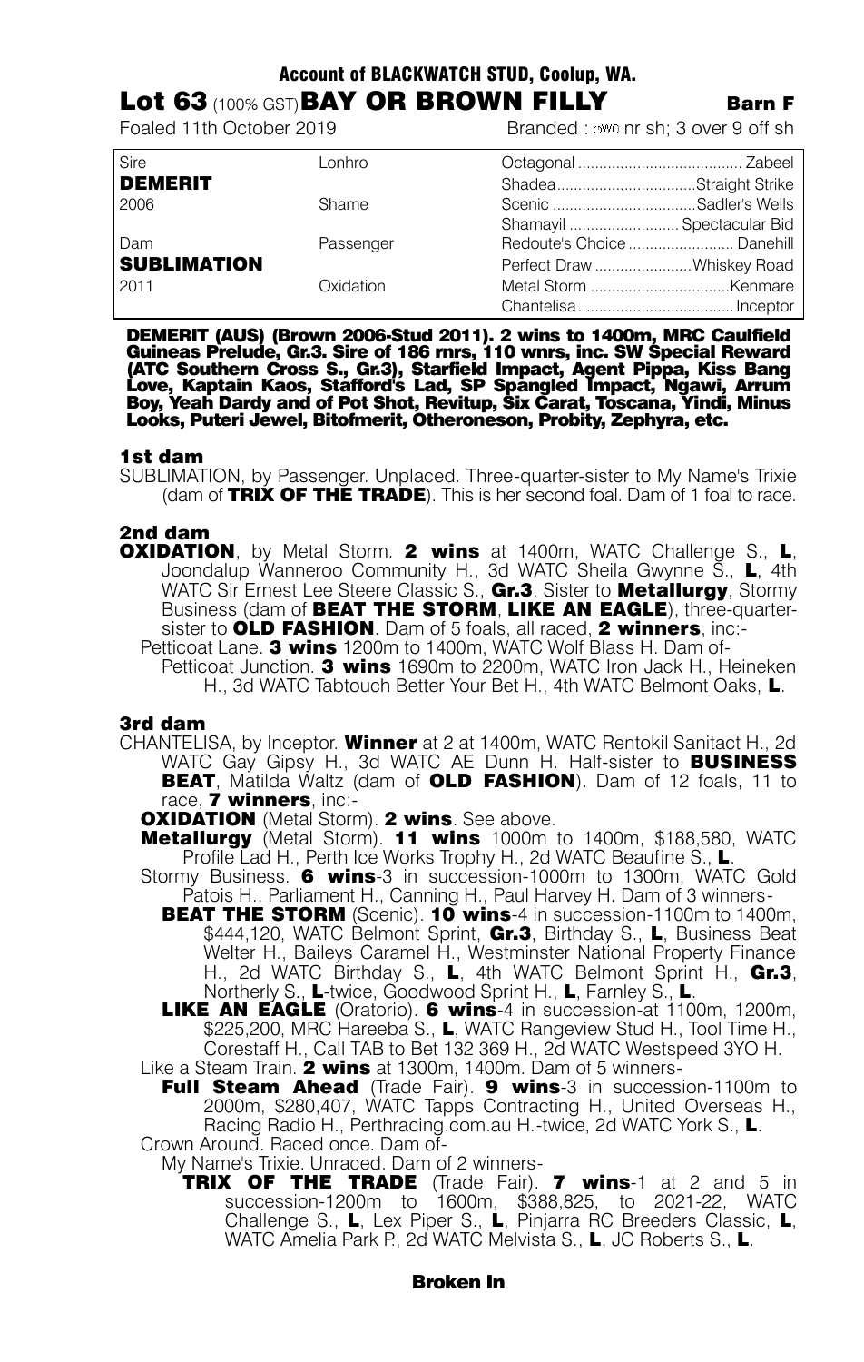**Account of BLACKWATCH STUD, Coolup, WA.**

# Lot 63 (100% GST) BAY OR BROWN FILLY

**Barn F**

Foaled 11th October 2019

Branded : owo nr sh; 3 over 9 off sh

| | | |
|---|---|---|
| Sire **DEMERIT** 2006 | Lonhro | Octagonal ...................................... Zabeel |
| | | Shadea.................................Straight Strike |
| | Shame | Scenic .................................Sadler's Wells |
| | | Shamayil .......................... Spectacular Bid |
| Dam **SUBLIMATION** 2011 | Passenger | Redoute's Choice ......................... Danehill |
| | | Perfect Draw .......................Whiskey Road |
| | Oxidation | Metal Storm .................................Kenmare |
| | | Chantelisa.....................................Inceptor |

**DEMERIT (AUS) (Brown 2006-Stud 2011). 2 wins to 1400m, MRC Caulfield Guineas Prelude, Gr.3. Sire of 186 rnrs, 110 wnrs, inc. SW Special Reward (ATC Southern Cross S., Gr.3), Starfield Impact, Agent Pippa, Kiss Bang Love, Kaptain Kaos, Stafford's Lad, SP Spangled Impact, Ngawi, Arrum Boy, Yeah Dardy and of Pot Shot, Revitup, Six Carat, Toscana, Yindi, Minus Looks, Puteri Jewel, Bitofmerit, Otheroneson, Probity, Zephyra, etc.**

### 1st dam

SUBLIMATION, by Passenger. Unplaced. Three-quarter-sister to My Name's Trixie (dam of **TRIX OF THE TRADE**). This is her second foal. Dam of 1 foal to race.

### 2nd dam

**OXIDATION**, by Metal Storm. **2 wins** at 1400m, WATC Challenge S., **L**, Joondalup Wanneroo Community H., 3d WATC Sheila Gwynne S., **L**, 4th WATC Sir Ernest Lee Steere Classic S., **Gr.3**. Sister to **Metallurgy**, Stormy Business (dam of **BEAT THE STORM**, **LIKE AN EAGLE**), three-quarter-sister to **OLD FASHION**. Dam of 5 foals, all raced, **2 winners**, inc:-

Petticoat Lane. **3 wins** 1200m to 1400m, WATC Wolf Blass H. Dam of-

Petticoat Junction. **3 wins** 1690m to 2200m, WATC Iron Jack H., Heineken H., 3d WATC Tabtouch Better Your Bet H., 4th WATC Belmont Oaks, **L**.

### 3rd dam

CHANTELISA, by Inceptor. **Winner** at 2 at 1400m, WATC Rentokil Sanitact H., 2d WATC Gay Gipsy H., 3d WATC AE Dunn H. Half-sister to **BUSINESS BEAT**, Matilda Waltz (dam of **OLD FASHION**). Dam of 12 foals, 11 to race, **7 winners**, inc:-

**OXIDATION** (Metal Storm). **2 wins**. See above.

**Metallurgy** (Metal Storm). **11 wins** 1000m to 1400m, $188,580, WATC Profile Lad H., Perth Ice Works Trophy H., 2d WATC Beaufine S., **L**.

Stormy Business. **6 wins**-3 in succession-1000m to 1300m, WATC Gold Patois H., Parliament H., Canning H., Paul Harvey H. Dam of 3 winners-

**BEAT THE STORM** (Scenic). **10 wins**-4 in succession-1100m to 1400m, $444,120, WATC Belmont Sprint, **Gr.3**, Birthday S., **L**, Business Beat Welter H., Baileys Caramel H., Westminster National Property Finance H., 2d WATC Birthday S., **L**, 4th WATC Belmont Sprint H., **Gr.3**, Northerly S., **L**-twice, Goodwood Sprint H., **L**, Farnley S., **L**.

**LIKE AN EAGLE** (Oratorio). **6 wins**-4 in succession-at 1100m, 1200m, $225,200, MRC Hareeba S., **L**, WATC Rangeview Stud H., Tool Time H., Corestaff H., Call TAB to Bet 132 369 H., 2d WATC Westspeed 3YO H.

Like a Steam Train. **2 wins** at 1300m, 1400m. Dam of 5 winners-

**Full Steam Ahead** (Trade Fair). **9 wins**-3 in succession-1100m to 2000m, $280,407, WATC Tapps Contracting H., United Overseas H., Racing Radio H., Perthracing.com.au H.-twice, 2d WATC York S., **L**.

Crown Around. Raced once. Dam of-

My Name's Trixie. Unraced. Dam of 2 winners-

**TRIX OF THE TRADE** (Trade Fair). **7 wins**-1 at 2 and 5 in succession-1200m to 1600m, $388,825, to 2021-22, WATC Challenge S., **L**, Lex Piper S., **L**, Pinjarra RC Breeders Classic, **L**, WATC Amelia Park P., 2d WATC Melvista S., **L**, JC Roberts S., **L**.

**Broken In**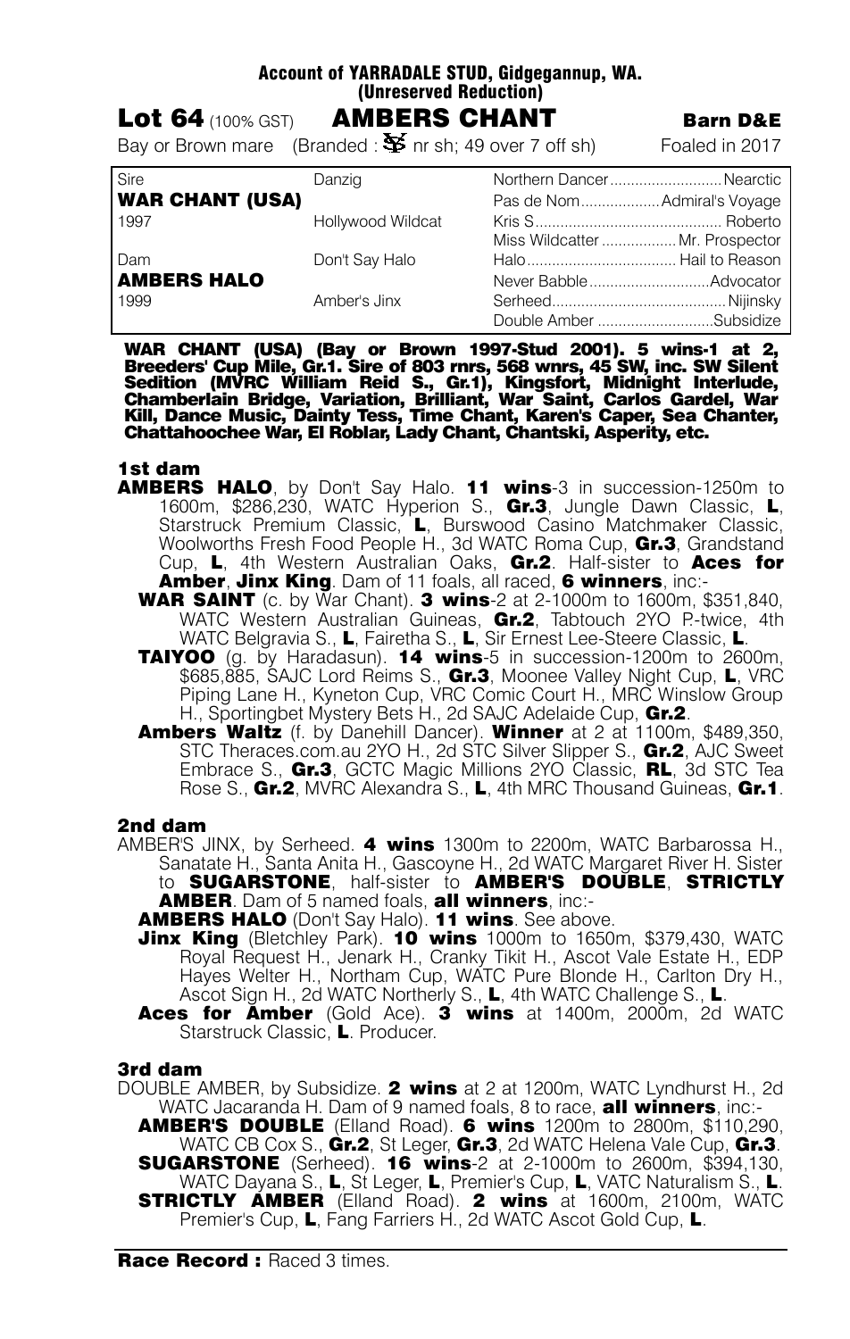**Account of YARRADALE STUD, Gidgegannup, WA.**
**(Unreserved Reduction)**

# Lot 64 (100% GST) AMBERS CHANT — Barn D&E

Bay or Brown mare (Branded : nr sh; 49 over 7 off sh) — Foaled in 2017

| | | | |
|---|---|---|---|
| Sire | Danzig | Northern Dancer | Nearctic |
| **WAR CHANT (USA)** | | Pas de Nom | Admiral's Voyage |
| 1997 | Hollywood Wildcat | Kris S. | Roberto |
| | | Miss Wildcatter | Mr. Prospector |
| Dam | Don't Say Halo | Halo | Hail to Reason |
| **AMBERS HALO** | | Never Babble | Advocator |
| 1999 | Amber's Jinx | Serheed | Nijinsky |
| | | Double Amber | Subsidize |

**WAR CHANT (USA) (Bay or Brown 1997-Stud 2001). 5 wins-1 at 2, Breeders' Cup Mile, Gr.1. Sire of 803 rnrs, 568 wnrs, 45 SW, inc. SW Silent Sedition (MVRC William Reid S., Gr.1), Kingsfort, Midnight Interlude, Chamberlain Bridge, Variation, Brilliant, War Saint, Carlos Gardel, War Kill, Dance Music, Dainty Tess, Time Chant, Karen's Caper, Sea Chanter, Chattahoochee War, El Roblar, Lady Chant, Chantski, Asperity, etc.**

### 1st dam

**AMBERS HALO**, by Don't Say Halo. **11 wins**-3 in succession-1250m to 1600m, $286,230, WATC Hyperion S., **Gr.3**, Jungle Dawn Classic, **L**, Starstruck Premium Classic, **L**, Burswood Casino Matchmaker Classic, Woolworths Fresh Food People H., 3d WATC Roma Cup, **Gr.3**, Grandstand Cup, **L**, 4th Western Australian Oaks, **Gr.2**. Half-sister to **Aces for Amber**, **Jinx King**. Dam of 11 foals, all raced, **6 winners**, inc:-

- **WAR SAINT** (c. by War Chant). **3 wins**-2 at 2-1000m to 1600m, $351,840, WATC Western Australian Guineas, **Gr.2**, Tabtouch 2YO P.-twice, 4th WATC Belgravia S., **L**, Fairetha S., **L**, Sir Ernest Lee-Steere Classic, **L**.
- **TAIYOO** (g. by Haradasun). **14 wins**-5 in succession-1200m to 2600m, $685,885, SAJC Lord Reims S., **Gr.3**, Moonee Valley Night Cup, **L**, VRC Piping Lane H., Kyneton Cup, VRC Comic Court H., MRC Winslow Group H., Sportingbet Mystery Bets H., 2d SAJC Adelaide Cup, **Gr.2**.
- **Ambers Waltz** (f. by Danehill Dancer). **Winner** at 2 at 1100m, $489,350, STC Theraces.com.au 2YO H., 2d STC Silver Slipper S., **Gr.2**, AJC Sweet Embrace S., **Gr.3**, GCTC Magic Millions 2YO Classic, **RL**, 3d STC Tea Rose S., **Gr.2**, MVRC Alexandra S., **L**, 4th MRC Thousand Guineas, **Gr.1**.

### 2nd dam

AMBER'S JINX, by Serheed. **4 wins** 1300m to 2200m, WATC Barbarossa H., Sanatate H., Santa Anita H., Gascoyne H., 2d WATC Margaret River H. Sister to **SUGARSTONE**, half-sister to **AMBER'S DOUBLE**, **STRICTLY AMBER**. Dam of 5 named foals, **all winners**, inc:-

- **AMBERS HALO** (Don't Say Halo). **11 wins**. See above.
- **Jinx King** (Bletchley Park). **10 wins** 1000m to 1650m, $379,430, WATC Royal Request H., Jenark H., Cranky Tikit H., Ascot Vale Estate H., EDP Hayes Welter H., Northam Cup, WATC Pure Blonde H., Carlton Dry H., Ascot Sign H., 2d WATC Northerly S., **L**, 4th WATC Challenge S., **L**.
- **Aces for Amber** (Gold Ace). **3 wins** at 1400m, 2000m, 2d WATC Starstruck Classic, **L**. Producer.

### 3rd dam

DOUBLE AMBER, by Subsidize. **2 wins** at 2 at 1200m, WATC Lyndhurst H., 2d WATC Jacaranda H. Dam of 9 named foals, 8 to race, **all winners**, inc:-

- **AMBER'S DOUBLE** (Elland Road). **6 wins** 1200m to 2800m, $110,290, WATC CB Cox S., **Gr.2**, St Leger, **Gr.3**, 2d WATC Helena Vale Cup, **Gr.3**.
- **SUGARSTONE** (Serheed). **16 wins**-2 at 2-1000m to 2600m, $394,130, WATC Dayana S., **L**, St Leger, **L**, Premier's Cup, **L**, VATC Naturalism S., **L**.
- **STRICTLY AMBER** (Elland Road). **2 wins** at 1600m, 2100m, WATC Premier's Cup, **L**, Fang Farriers H., 2d WATC Ascot Gold Cup, **L**.

**Race Record :** Raced 3 times.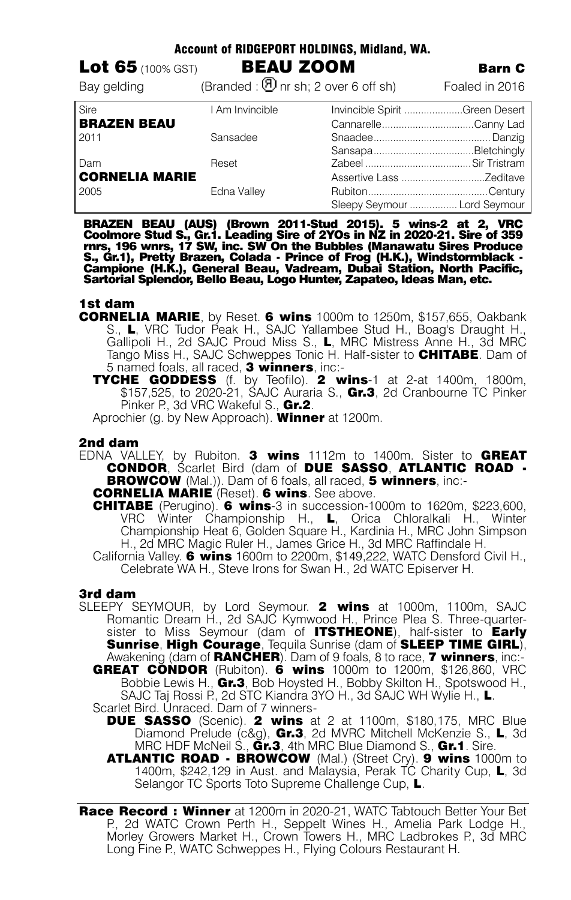**Account of RIDGEPORT HOLDINGS, Midland, WA.**

**Lot 65** (100% GST) **BEAU ZOOM** **Barn C**

Bay gelding (Branded : Ⓡ nr sh; 2 over 6 off sh) Foaled in 2016

| | | | |
|---|---|---|---|
| Sire | I Am Invincible | Invincible Spirit | Green Desert |
| **BRAZEN BEAU** | | Cannarelle | Canny Lad |
| 2011 | Sansadee | Snaadee | Danzig |
| | | Sansapa | Bletchingly |
| Dam | Reset | Zabeel | Sir Tristram |
| **CORNELIA MARIE** | | Assertive Lass | Zeditave |
| 2005 | Edna Valley | Rubiton | Century |
| | | Sleepy Seymour | Lord Seymour |

**BRAZEN BEAU (AUS) (Brown 2011-Stud 2015). 5 wins-2 at 2, VRC Coolmore Stud S., Gr.1. Leading Sire of 2YOs in NZ in 2020-21. Sire of 359 rnrs, 196 wnrs, 17 SW, inc. SW On the Bubbles (Manawatu Sires Produce S., Gr.1), Pretty Brazen, Colada - Prince of Frog (H.K.), Windstormblack - Campione (H.K.), General Beau, Vadream, Dubai Station, North Pacific, Sartorial Splendor, Bello Beau, Logo Hunter, Zapateo, Ideas Man, etc.**

## 1st dam

**CORNELIA MARIE**, by Reset. **6 wins** 1000m to 1250m, $157,655, Oakbank S., **L**, VRC Tudor Peak H., SAJC Yallambee Stud H., Boag's Draught H., Gallipoli H., 2d SAJC Proud Miss S., **L**, MRC Mistress Anne H., 3d MRC Tango Miss H., SAJC Schweppes Tonic H. Half-sister to **CHITABE**. Dam of 5 named foals, all raced, **3 winners**, inc:-

- **TYCHE GODDESS** (f. by Teofilo). **2 wins**-1 at 2-at 1400m, 1800m, $157,525, to 2020-21, SAJC Auraria S., **Gr.3**, 2d Cranbourne TC Pinker Pinker P., 3d VRC Wakeful S., **Gr.2**.
- Aprochier (g. by New Approach). **Winner** at 1200m.

## 2nd dam

EDNA VALLEY, by Rubiton. **3 wins** 1112m to 1400m. Sister to **GREAT CONDOR**, Scarlet Bird (dam of **DUE SASSO**, **ATLANTIC ROAD - BROWCOW** (Mal.)). Dam of 6 foals, all raced, **5 winners**, inc:-

- **CORNELIA MARIE** (Reset). **6 wins**. See above.
- **CHITABE** (Perugino). **6 wins**-3 in succession-1000m to 1620m, $223,600, VRC Winter Championship H., **L**, Orica Chloralkali H., Winter Championship Heat 6, Golden Square H., Kardinia H., MRC John Simpson H., 2d MRC Magic Ruler H., James Grice H., 3d MRC Raffindale H.
- California Valley. **6 wins** 1600m to 2200m, $149,222, WATC Densford Civil H., Celebrate WA H., Steve Irons for Swan H., 2d WATC Episerver H.

## 3rd dam

SLEEPY SEYMOUR, by Lord Seymour. **2 wins** at 1000m, 1100m, SAJC Romantic Dream H., 2d SAJC Kymwood H., Prince Plea S. Three-quarter-sister to Miss Seymour (dam of **ITSTHEONE**), half-sister to **Early Sunrise**, **High Courage**, Tequila Sunrise (dam of **SLEEP TIME GIRL**), Awakening (dam of **RANCHER**). Dam of 9 foals, 8 to race, **7 winners**, inc:-

- **GREAT CONDOR** (Rubiton). **6 wins** 1000m to 1200m, $126,860, VRC Bobbie Lewis H., **Gr.3**, Bob Hoysted H., Bobby Skilton H., Spotswood H., SAJC Taj Rossi P., 2d STC Kiandra 3YO H., 3d SAJC WH Wylie H., **L**.
- Scarlet Bird. Unraced. Dam of 7 winners-
  - **DUE SASSO** (Scenic). **2 wins** at 2 at 1100m, $180,175, MRC Blue Diamond Prelude (c&g), **Gr.3**, 2d MVRC Mitchell McKenzie S., **L**, 3d MRC HDF McNeil S., **Gr.3**, 4th MRC Blue Diamond S., **Gr.1**. Sire.
  - **ATLANTIC ROAD - BROWCOW** (Mal.) (Street Cry). **9 wins** 1000m to 1400m, $242,129 in Aust. and Malaysia, Perak TC Charity Cup, **L**, 3d Selangor TC Sports Toto Supreme Challenge Cup, **L**.

**Race Record : Winner** at 1200m in 2020-21, WATC Tabtouch Better Your Bet P., 2d WATC Crown Perth H., Seppelt Wines H., Amelia Park Lodge H., Morley Growers Market H., Crown Towers H., MRC Ladbrokes P., 3d MRC Long Fine P., WATC Schweppes H., Flying Colours Restaurant H.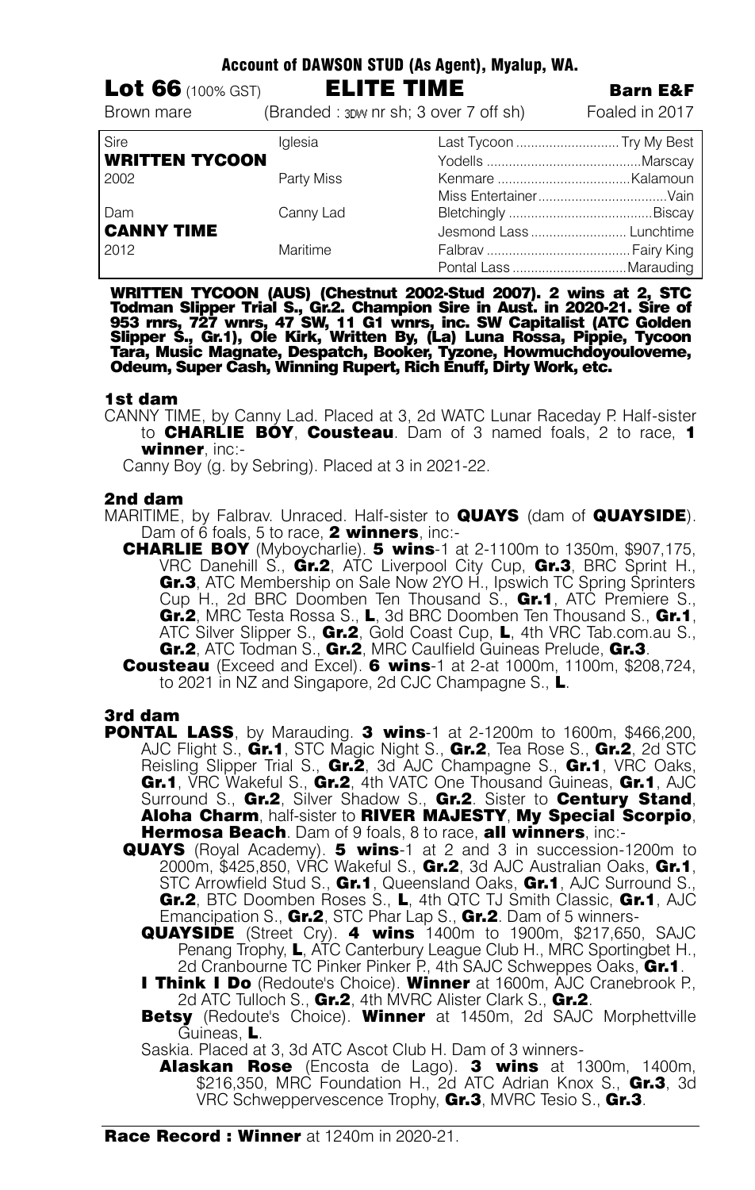**Account of DAWSON STUD (As Agent), Myalup, WA.**

**Lot 66** (100% GST) **ELITE TIME** **Barn E&F**

Brown mare (Branded : 3DW nr sh; 3 over 7 off sh) Foaled in 2017

| | | | |
|---|---|---|---|
| Sire | Iglesia | Last Tycoon | Try My Best |
| **WRITTEN TYCOON** | | Yodells | Marscay |
| 2002 | Party Miss | Kenmare | Kalamoun |
| | | Miss Entertainer | Vain |
| Dam | Canny Lad | Bletchingly | Biscay |
| **CANNY TIME** | | Jesmond Lass | Lunchtime |
| 2012 | Maritime | Falbrav | Fairy King |
| | | Pontal Lass | Marauding |

**WRITTEN TYCOON (AUS) (Chestnut 2002-Stud 2007). 2 wins at 2, STC Todman Slipper Trial S., Gr.2. Champion Sire in Aust. in 2020-21. Sire of 953 rnrs, 727 wnrs, 47 SW, 11 G1 wnrs, inc. SW Capitalist (ATC Golden Slipper S., Gr.1), Ole Kirk, Written By, (La) Luna Rossa, Pippie, Tycoon Tara, Music Magnate, Despatch, Booker, Tyzone, Howmuchdoyouloveme, Odeum, Super Cash, Winning Rupert, Rich Enuff, Dirty Work, etc.**

### 1st dam

CANNY TIME, by Canny Lad. Placed at 3, 2d WATC Lunar Raceday P. Half-sister to **CHARLIE BOY**, **Cousteau**. Dam of 3 named foals, 2 to race, **1 winner**, inc:-

Canny Boy (g. by Sebring). Placed at 3 in 2021-22.

### 2nd dam

MARITIME, by Falbrav. Unraced. Half-sister to **QUAYS** (dam of **QUAYSIDE**). Dam of 6 foals, 5 to race, **2 winners**, inc:-

**CHARLIE BOY** (Myboycharlie). **5 wins**-1 at 2-1100m to 1350m, $907,175, VRC Danehill S., **Gr.2**, ATC Liverpool City Cup, **Gr.3**, BRC Sprint H., **Gr.3**, ATC Membership on Sale Now 2YO H., Ipswich TC Spring Sprinters Cup H., 2d BRC Doomben Ten Thousand S., **Gr.1**, ATC Premiere S., **Gr.2**, MRC Testa Rossa S., **L**, 3d BRC Doomben Ten Thousand S., **Gr.1**, ATC Silver Slipper S., **Gr.2**, Gold Coast Cup, **L**, 4th VRC Tab.com.au S., **Gr.2**, ATC Todman S., **Gr.2**, MRC Caulfield Guineas Prelude, **Gr.3**.

**Cousteau** (Exceed and Excel). **6 wins**-1 at 2-at 1000m, 1100m, $208,724, to 2021 in NZ and Singapore, 2d CJC Champagne S., **L**.

### 3rd dam

**PONTAL LASS**, by Marauding. **3 wins**-1 at 2-1200m to 1600m, $466,200, AJC Flight S., **Gr.1**, STC Magic Night S., **Gr.2**, Tea Rose S., **Gr.2**, 2d STC Reisling Slipper Trial S., **Gr.2**, 3d AJC Champagne S., **Gr.1**, VRC Oaks, **Gr.1**, VRC Wakeful S., **Gr.2**, 4th VATC One Thousand Guineas, **Gr.1**, AJC Surround S., **Gr.2**, Silver Shadow S., **Gr.2**. Sister to **Century Stand**, **Aloha Charm**, half-sister to **RIVER MAJESTY**, **My Special Scorpio**, **Hermosa Beach**. Dam of 9 foals, 8 to race, **all winners**, inc:-

**QUAYS** (Royal Academy). **5 wins**-1 at 2 and 3 in succession-1200m to 2000m, $425,850, VRC Wakeful S., **Gr.2**, 3d AJC Australian Oaks, **Gr.1**, STC Arrowfield Stud S., **Gr.1**, Queensland Oaks, **Gr.1**, AJC Surround S., **Gr.2**, BTC Doomben Roses S., **L**, 4th QTC TJ Smith Classic, **Gr.1**, AJC Emancipation S., **Gr.2**, STC Phar Lap S., **Gr.2**. Dam of 5 winners-

**QUAYSIDE** (Street Cry). **4 wins** 1400m to 1900m, $217,650, SAJC Penang Trophy, **L**, ATC Canterbury League Club H., MRC Sportingbet H., 2d Cranbourne TC Pinker Pinker P., 4th SAJC Schweppes Oaks, **Gr.1**.

**I Think I Do** (Redoute's Choice). **Winner** at 1600m, AJC Cranebrook P., 2d ATC Tulloch S., **Gr.2**, 4th MVRC Alister Clark S., **Gr.2**.

**Betsy** (Redoute's Choice). **Winner** at 1450m, 2d SAJC Morphettville Guineas, **L**.

Saskia. Placed at 3, 3d ATC Ascot Club H. Dam of 3 winners-

**Alaskan Rose** (Encosta de Lago). **3 wins** at 1300m, 1400m, $216,350, MRC Foundation H., 2d ATC Adrian Knox S., **Gr.3**, 3d VRC Schweppervescence Trophy, **Gr.3**, MVRC Tesio S., **Gr.3**.

**Race Record : Winner** at 1240m in 2020-21.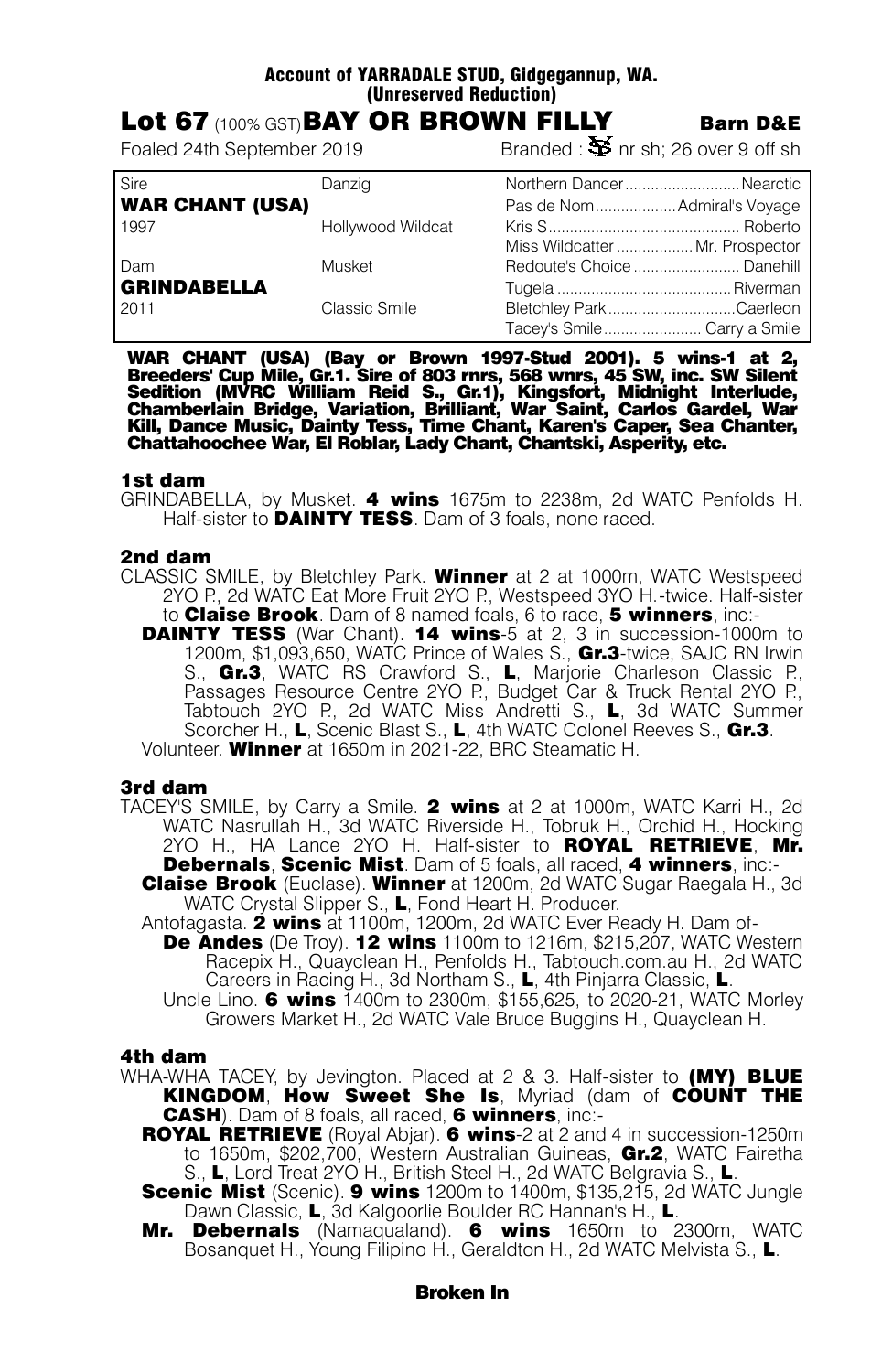**Account of YARRADALE STUD, Gidgegannup, WA.**
**(Unreserved Reduction)**

# Lot 67 (100% GST) BAY OR BROWN FILLY — Barn D&E

Foaled 24th September 2019 — Branded : nr sh; 26 over 9 off sh

| | | |
|---|---|---|
| Sire | Danzig | Northern Dancer ........................... Nearctic |
| **WAR CHANT (USA)** | | Pas de Nom ................... Admiral's Voyage |
| 1997 | Hollywood Wildcat | Kris S ............................................ Roberto |
| | | Miss Wildcatter .................. Mr. Prospector |
| Dam | Musket | Redoute's Choice ......................... Danehill |
| **GRINDABELLA** | | Tugela ......................................... Riverman |
| 2011 | Classic Smile | Bletchley Park ............................. Caerleon |
| | | Tacey's Smile ....................... Carry a Smile |

**WAR CHANT (USA) (Bay or Brown 1997-Stud 2001). 5 wins-1 at 2, Breeders' Cup Mile, Gr.1. Sire of 803 rnrs, 568 wnrs, 45 SW, inc. SW Silent Sedition (MVRC William Reid S., Gr.1), Kingsfort, Midnight Interlude, Chamberlain Bridge, Variation, Brilliant, War Saint, Carlos Gardel, War Kill, Dance Music, Dainty Tess, Time Chant, Karen's Caper, Sea Chanter, Chattahoochee War, El Roblar, Lady Chant, Chantski, Asperity, etc.**

## 1st dam

GRINDABELLA, by Musket. **4 wins** 1675m to 2238m, 2d WATC Penfolds H. Half-sister to **DAINTY TESS**. Dam of 3 foals, none raced.

## 2nd dam

CLASSIC SMILE, by Bletchley Park. **Winner** at 2 at 1000m, WATC Westspeed 2YO P., 2d WATC Eat More Fruit 2YO P., Westspeed 3YO H.-twice. Half-sister to **Claise Brook**. Dam of 8 named foals, 6 to race, **5 winners**, inc:-

- **DAINTY TESS** (War Chant). **14 wins**-5 at 2, 3 in succession-1000m to 1200m, $1,093,650, WATC Prince of Wales S., **Gr.3**-twice, SAJC RN Irwin S., **Gr.3**, WATC RS Crawford S., **L**, Marjorie Charleson Classic P., Passages Resource Centre 2YO P., Budget Car & Truck Rental 2YO P., Tabtouch 2YO P., 2d WATC Miss Andretti S., **L**, 3d WATC Summer Scorcher H., **L**, Scenic Blast S., **L**, 4th WATC Colonel Reeves S., **Gr.3**.
- Volunteer. **Winner** at 1650m in 2021-22, BRC Steamatic H.

## 3rd dam

TACEY'S SMILE, by Carry a Smile. **2 wins** at 2 at 1000m, WATC Karri H., 2d WATC Nasrullah H., 3d WATC Riverside H., Tobruk H., Orchid H., Hocking 2YO H., HA Lance 2YO H. Half-sister to **ROYAL RETRIEVE**, **Mr. Debernals**, **Scenic Mist**. Dam of 5 foals, all raced, **4 winners**, inc:-

- **Claise Brook** (Euclase). **Winner** at 1200m, 2d WATC Sugar Raegala H., 3d WATC Crystal Slipper S., **L**, Fond Heart H. Producer.
- Antofagasta. **2 wins** at 1100m, 1200m, 2d WATC Ever Ready H. Dam of-
  - **De Andes** (De Troy). **12 wins** 1100m to 1216m, $215,207, WATC Western Racepix H., Quayclean H., Penfolds H., Tabtouch.com.au H., 2d WATC Careers in Racing H., 3d Northam S., **L**, 4th Pinjarra Classic, **L**.
  - Uncle Lino. **6 wins** 1400m to 2300m, $155,625, to 2020-21, WATC Morley Growers Market H., 2d WATC Vale Bruce Buggins H., Quayclean H.

## 4th dam

WHA-WHA TACEY, by Jevington. Placed at 2 & 3. Half-sister to **(MY) BLUE KINGDOM**, **How Sweet She Is**, Myriad (dam of **COUNT THE CASH**). Dam of 8 foals, all raced, **6 winners**, inc:-

- **ROYAL RETRIEVE** (Royal Abjar). **6 wins**-2 at 2 and 4 in succession-1250m to 1650m, $202,700, Western Australian Guineas, **Gr.2**, WATC Fairetha S., **L**, Lord Treat 2YO H., British Steel H., 2d WATC Belgravia S., **L**.
- **Scenic Mist** (Scenic). **9 wins** 1200m to 1400m, $135,215, 2d WATC Jungle Dawn Classic, **L**, 3d Kalgoorlie Boulder RC Hannan's H., **L**.
- **Mr. Debernals** (Namaqualand). **6 wins** 1650m to 2300m, WATC Bosanquet H., Young Filipino H., Geraldton H., 2d WATC Melvista S., **L**.

**Broken In**